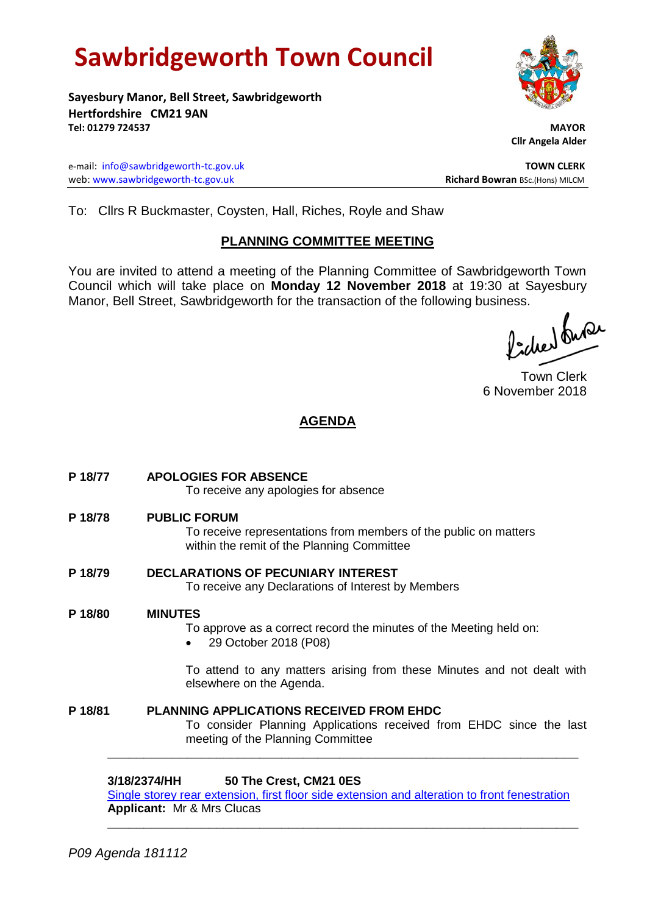# Sawbridgeworth Town Council

**Sayesbury Manor, Bell Street, Sawbridgeworth**
**Hertfordshire CM21 9AN**
**Tel: 01279 724537**

**MAYOR**
**Cllr Angela Alder**

e-mail: info@sawbridgeworth-tc.gov.uk
web: www.sawbridgeworth-tc.gov.uk

**TOWN CLERK**
**Richard Bowran** BSc.(Hons) MILCM

To: Cllrs R Buckmaster, Coysten, Hall, Riches, Royle and Shaw

## PLANNING COMMITTEE MEETING

You are invited to attend a meeting of the Planning Committee of Sawbridgeworth Town Council which will take place on **Monday 12 November 2018** at 19:30 at Sayesbury Manor, Bell Street, Sawbridgeworth for the transaction of the following business.

Town Clerk
6 November 2018

## AGENDA

**P 18/77 APOLOGIES FOR ABSENCE**
To receive any apologies for absence

**P 18/78 PUBLIC FORUM**
To receive representations from members of the public on matters within the remit of the Planning Committee

**P 18/79 DECLARATIONS OF PECUNIARY INTEREST**
To receive any Declarations of Interest by Members

**P 18/80 MINUTES**
To approve as a correct record the minutes of the Meeting held on:

- 29 October 2018 (P08)

To attend to any matters arising from these Minutes and not dealt with elsewhere on the Agenda.

**P 18/81 PLANNING APPLICATIONS RECEIVED FROM EHDC**
To consider Planning Applications received from EHDC since the last meeting of the Planning Committee

---

**3/18/2374/HH 50 The Crest, CM21 0ES**
Single storey rear extension, first floor side extension and alteration to front fenestration
**Applicant:** Mr & Mrs Clucas

---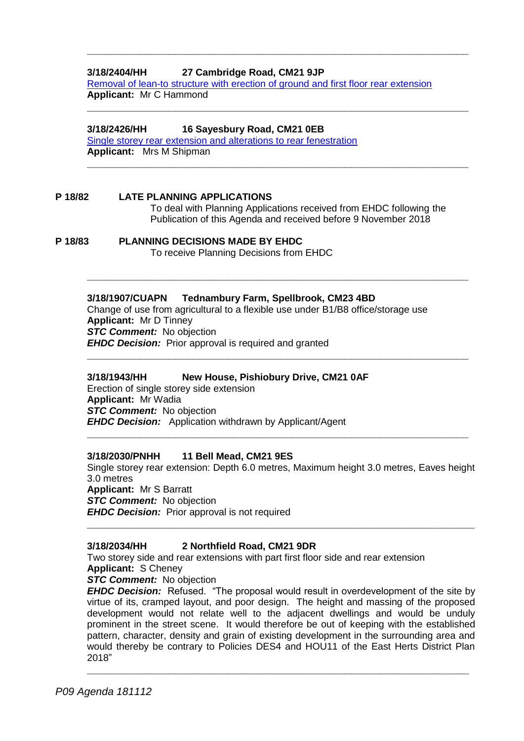---

**3/18/2404/HH 27 Cambridge Road, CM21 9JP**
Removal of lean-to structure with erection of ground and first floor rear extension
**Applicant:** Mr C Hammond

---

**3/18/2426/HH 16 Sayesbury Road, CM21 0EB**
Single storey rear extension and alterations to rear fenestration
**Applicant:** Mrs M Shipman

---

**P 18/82 LATE PLANNING APPLICATIONS**
To deal with Planning Applications received from EHDC following the Publication of this Agenda and received before 9 November 2018

**P 18/83 PLANNING DECISIONS MADE BY EHDC**
To receive Planning Decisions from EHDC

---

**3/18/1907/CUAPN Tednambury Farm, Spellbrook, CM23 4BD**
Change of use from agricultural to a flexible use under B1/B8 office/storage use
**Applicant:** Mr D Tinney
***STC Comment:*** No objection
***EHDC Decision:*** Prior approval is required and granted

---

**3/18/1943/HH New House, Pishiobury Drive, CM21 0AF**
Erection of single storey side extension
**Applicant:** Mr Wadia
***STC Comment:*** No objection
***EHDC Decision:*** Application withdrawn by Applicant/Agent

---

**3/18/2030/PNHH 11 Bell Mead, CM21 9ES**
Single storey rear extension: Depth 6.0 metres, Maximum height 3.0 metres, Eaves height 3.0 metres
**Applicant:** Mr S Barratt
***STC Comment:*** No objection
***EHDC Decision:*** Prior approval is not required

---

**3/18/2034/HH 2 Northfield Road, CM21 9DR**
Two storey side and rear extensions with part first floor side and rear extension
**Applicant:** S Cheney
***STC Comment:*** No objection
***EHDC Decision:*** Refused. "The proposal would result in overdevelopment of the site by virtue of its, cramped layout, and poor design. The height and massing of the proposed development would not relate well to the adjacent dwellings and would be unduly prominent in the street scene. It would therefore be out of keeping with the established pattern, character, density and grain of existing development in the surrounding area and would thereby be contrary to Policies DES4 and HOU11 of the East Herts District Plan 2018"

---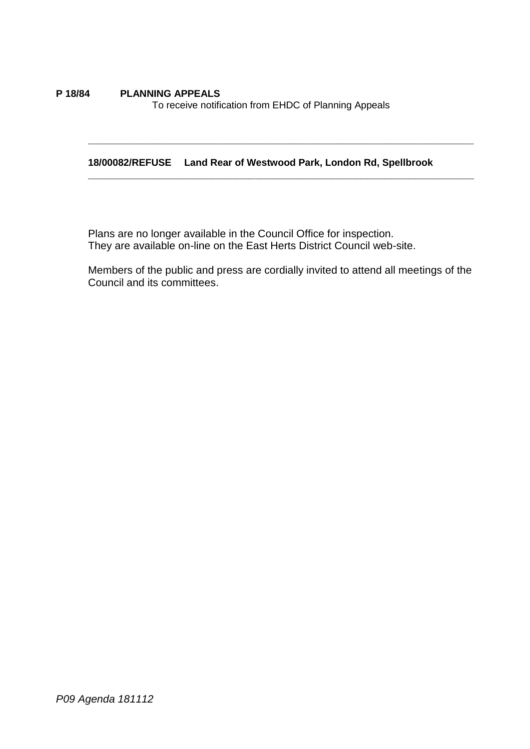**P 18/84 PLANNING APPEALS**

To receive notification from EHDC of Planning Appeals

---

**18/00082/REFUSE Land Rear of Westwood Park, London Rd, Spellbrook**

---

Plans are no longer available in the Council Office for inspection.
They are available on-line on the East Herts District Council web-site.

Members of the public and press are cordially invited to attend all meetings of the Council and its committees.

*P09 Agenda 181112*